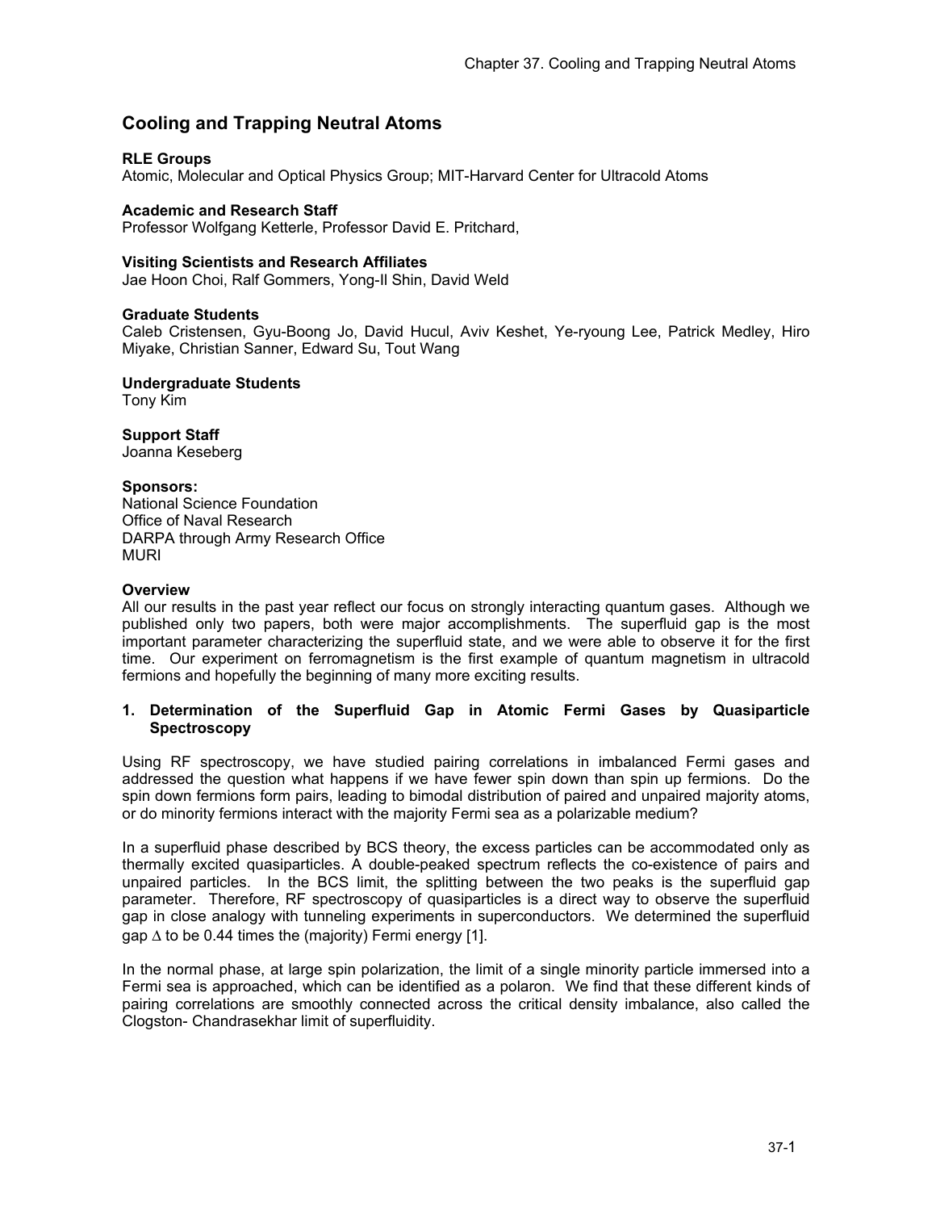# Cooling and Trapping Neutral Atoms

**RLE Groups**
Atomic, Molecular and Optical Physics Group; MIT-Harvard Center for Ultracold Atoms

**Academic and Research Staff**
Professor Wolfgang Ketterle, Professor David E. Pritchard,

**Visiting Scientists and Research Affiliates**
Jae Hoon Choi, Ralf Gommers, Yong-Il Shin, David Weld

**Graduate Students**
Caleb Cristensen, Gyu-Boong Jo, David Hucul, Aviv Keshet, Ye-ryoung Lee, Patrick Medley, Hiro Miyake, Christian Sanner, Edward Su, Tout Wang

**Undergraduate Students**
Tony Kim

**Support Staff**
Joanna Keseberg

**Sponsors:**
National Science Foundation
Office of Naval Research
DARPA through Army Research Office
MURI

**Overview**
All our results in the past year reflect our focus on strongly interacting quantum gases. Although we published only two papers, both were major accomplishments. The superfluid gap is the most important parameter characterizing the superfluid state, and we were able to observe it for the first time. Our experiment on ferromagnetism is the first example of quantum magnetism in ultracold fermions and hopefully the beginning of many more exciting results.

## 1. Determination of the Superfluid Gap in Atomic Fermi Gases by Quasiparticle Spectroscopy

Using RF spectroscopy, we have studied pairing correlations in imbalanced Fermi gases and addressed the question what happens if we have fewer spin down than spin up fermions. Do the spin down fermions form pairs, leading to bimodal distribution of paired and unpaired majority atoms, or do minority fermions interact with the majority Fermi sea as a polarizable medium?

In a superfluid phase described by BCS theory, the excess particles can be accommodated only as thermally excited quasiparticles. A double-peaked spectrum reflects the co-existence of pairs and unpaired particles. In the BCS limit, the splitting between the two peaks is the superfluid gap parameter. Therefore, RF spectroscopy of quasiparticles is a direct way to observe the superfluid gap in close analogy with tunneling experiments in superconductors. We determined the superfluid gap $\Delta$ to be 0.44 times the (majority) Fermi energy [1].

In the normal phase, at large spin polarization, the limit of a single minority particle immersed into a Fermi sea is approached, which can be identified as a polaron. We find that these different kinds of pairing correlations are smoothly connected across the critical density imbalance, also called the Clogston- Chandrasekhar limit of superfluidity.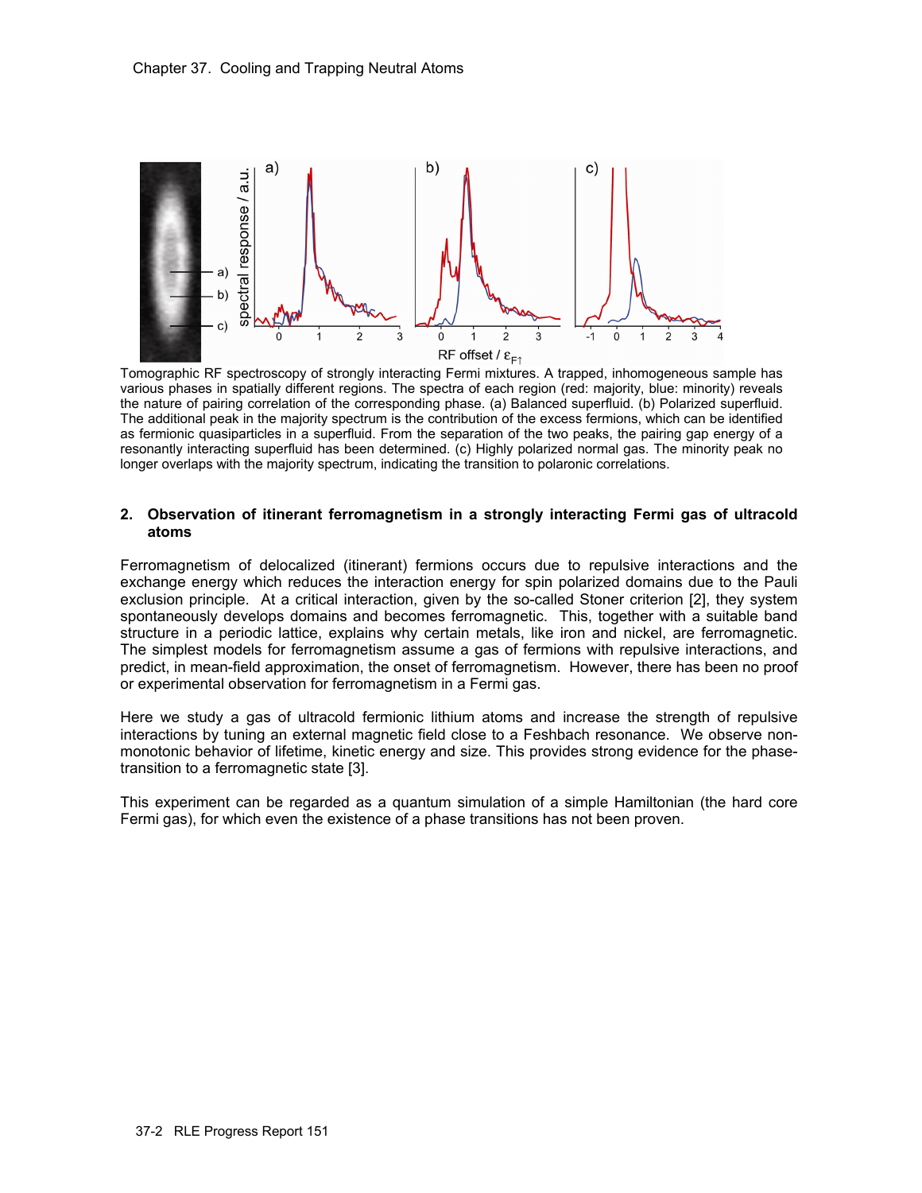Tomographic RF spectroscopy of strongly interacting Fermi mixtures. A trapped, inhomogeneous sample has various phases in spatially different regions. The spectra of each region (red: majority, blue: minority) reveals the nature of pairing correlation of the corresponding phase. (a) Balanced superfluid. (b) Polarized superfluid. The additional peak in the majority spectrum is the contribution of the excess fermions, which can be identified as fermionic quasiparticles in a superfluid. From the separation of the two peaks, the pairing gap energy of a resonantly interacting superfluid has been determined. (c) Highly polarized normal gas. The minority peak no longer overlaps with the majority spectrum, indicating the transition to polaronic correlations.

## 2. Observation of itinerant ferromagnetism in a strongly interacting Fermi gas of ultracold atoms

Ferromagnetism of delocalized (itinerant) fermions occurs due to repulsive interactions and the exchange energy which reduces the interaction energy for spin polarized domains due to the Pauli exclusion principle. At a critical interaction, given by the so-called Stoner criterion [2], they system spontaneously develops domains and becomes ferromagnetic. This, together with a suitable band structure in a periodic lattice, explains why certain metals, like iron and nickel, are ferromagnetic. The simplest models for ferromagnetism assume a gas of fermions with repulsive interactions, and predict, in mean-field approximation, the onset of ferromagnetism. However, there has been no proof or experimental observation for ferromagnetism in a Fermi gas.

Here we study a gas of ultracold fermionic lithium atoms and increase the strength of repulsive interactions by tuning an external magnetic field close to a Feshbach resonance. We observe non-monotonic behavior of lifetime, kinetic energy and size. This provides strong evidence for the phase-transition to a ferromagnetic state [3].

This experiment can be regarded as a quantum simulation of a simple Hamiltonian (the hard core Fermi gas), for which even the existence of a phase transitions has not been proven.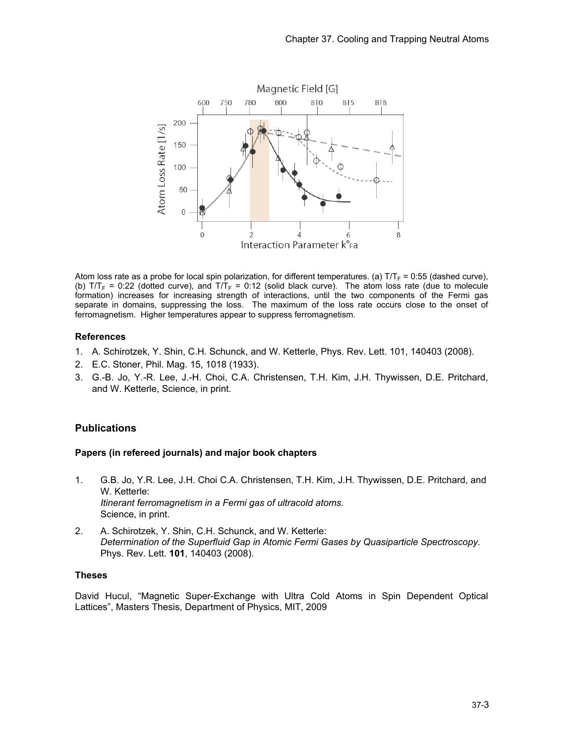Magnetic Field [G]

600 750 780 800 810 815 818

Atom Loss Rate [1/s]

200

150

100

50

0

0 2 4 6 8

Interaction Parameter $k^{o}_{F}a$

Atom loss rate as a probe for local spin polarization, for different temperatures. (a) $T/T_F$ = 0:55 (dashed curve), (b) $T/T_F$ = 0:22 (dotted curve), and $T/T_F$ = 0:12 (solid black curve). The atom loss rate (due to molecule formation) increases for increasing strength of interactions, until the two components of the Fermi gas separate in domains, suppressing the loss. The maximum of the loss rate occurs close to the onset of ferromagnetism. Higher temperatures appear to suppress ferromagnetism.

### References

1. A. Schirotzek, Y. Shin, C.H. Schunck, and W. Ketterle, Phys. Rev. Lett. 101, 140403 (2008).
2. E.C. Stoner, Phil. Mag. 15, 1018 (1933).
3. G.-B. Jo, Y.-R. Lee, J.-H. Choi, C.A. Christensen, T.H. Kim, J.H. Thywissen, D.E. Pritchard, and W. Ketterle, Science, in print.

## Publications

### Papers (in refereed journals) and major book chapters

1. G.B. Jo, Y.R. Lee, J.H. Choi C.A. Christensen, T.H. Kim, J.H. Thywissen, D.E. Pritchard, and W. Ketterle:
   *Itinerant ferromagnetism in a Fermi gas of ultracold atoms.*
   Science, in print.

2. A. Schirotzek, Y. Shin, C.H. Schunck, and W. Ketterle:
   *Determination of the Superfluid Gap in Atomic Fermi Gases by Quasiparticle Spectroscopy.*
   Phys. Rev. Lett. **101**, 140403 (2008).

### Theses

David Hucul, “Magnetic Super-Exchange with Ultra Cold Atoms in Spin Dependent Optical Lattices”, Masters Thesis, Department of Physics, MIT, 2009